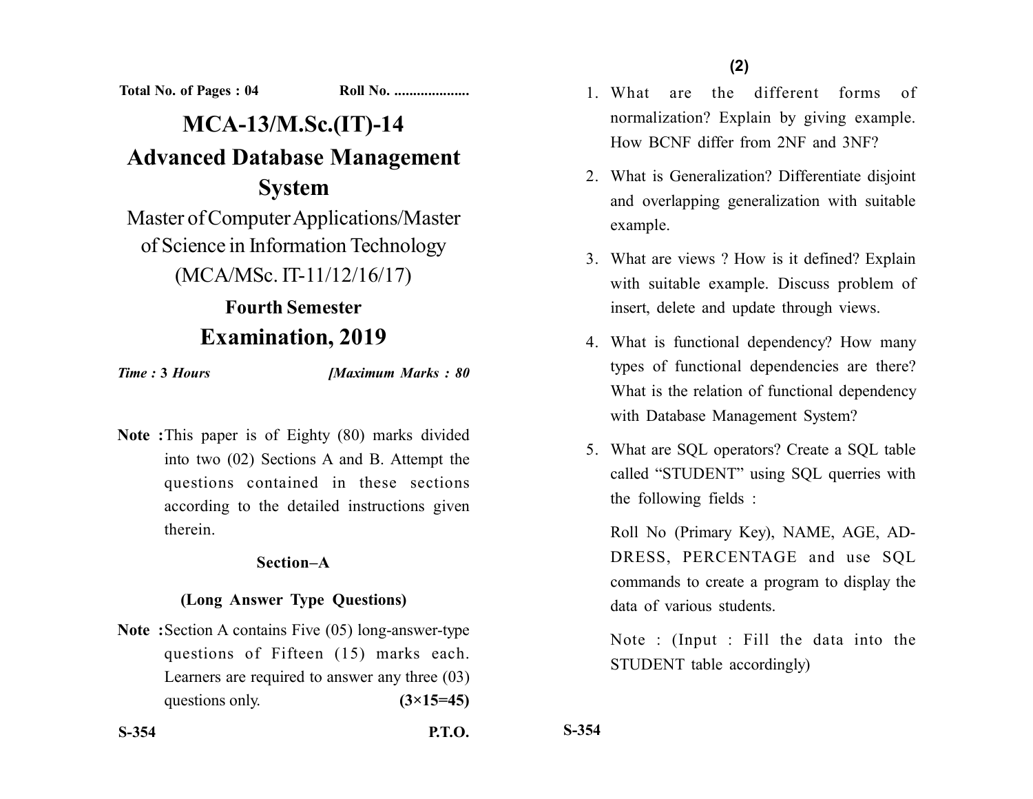Total No. of Pages : 04 Roll No. ....................

# MCA-13/M.Sc.(IT)-14

# Advanced Database Management System

Master of Computer Applications/Master of Science in Information Technology (MCA/MSc. IT-11/12/16/17)

## Fourth Semester

## Examination, 2019

*Time :* **3** *Hours* *[Maximum Marks : 80*

**Note :** This paper is of Eighty (80) marks divided into two (02) Sections A and B. Attempt the questions contained in these sections according to the detailed instructions given therein.

### Section–A

### (Long Answer Type Questions)

**Note :** Section A contains Five (05) long-answer-type questions of Fifteen (15) marks each. Learners are required to answer any three (03) questions only. **(3×15=45)**

1. What are the different forms of normalization? Explain by giving example. How BCNF differ from 2NF and 3NF?

2. What is Generalization? Differentiate disjoint and overlapping generalization with suitable example.

3. What are views ? How is it defined? Explain with suitable example. Discuss problem of insert, delete and update through views.

4. What is functional dependency? How many types of functional dependencies are there? What is the relation of functional dependency with Database Management System?

5. What are SQL operators? Create a SQL table called "STUDENT" using SQL querries with the following fields :

   Roll No (Primary Key), NAME, AGE, ADDRESS, PERCENTAGE and use SQL commands to create a program to display the data of various students.

   Note : (Input : Fill the data into the STUDENT table accordingly)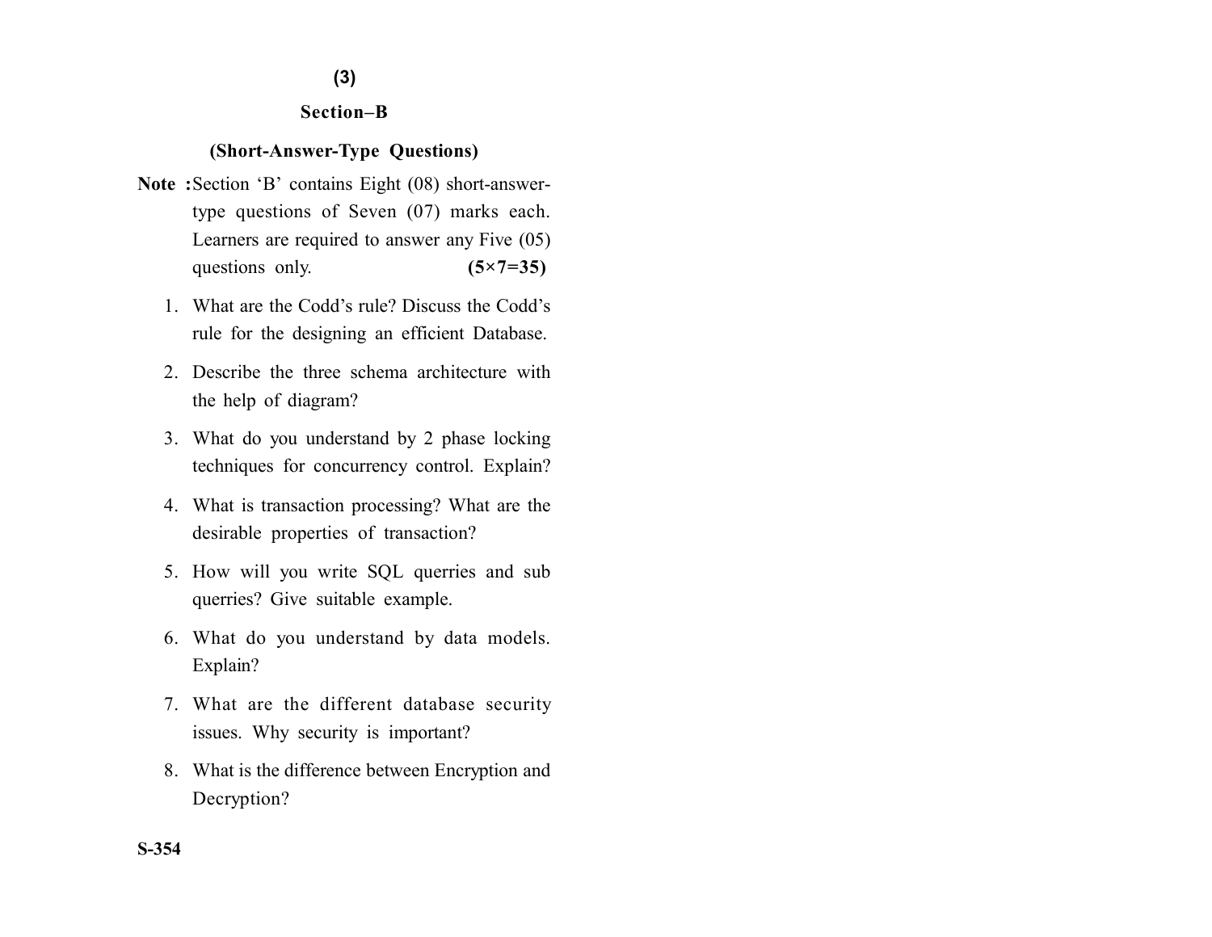## Section–B

### (Short-Answer-Type Questions)

**Note :** Section 'B' contains Eight (08) short-answer-type questions of Seven (07) marks each. Learners are required to answer any Five (05) questions only. **(5×7=35)**

1. What are the Codd's rule? Discuss the Codd's rule for the designing an efficient Database.
2. Describe the three schema architecture with the help of diagram?
3. What do you understand by 2 phase locking techniques for concurrency control. Explain?
4. What is transaction processing? What are the desirable properties of transaction?
5. How will you write SQL querries and sub querries? Give suitable example.
6. What do you understand by data models. Explain?
7. What are the different database security issues. Why security is important?
8. What is the difference between Encryption and Decryption?

S-354